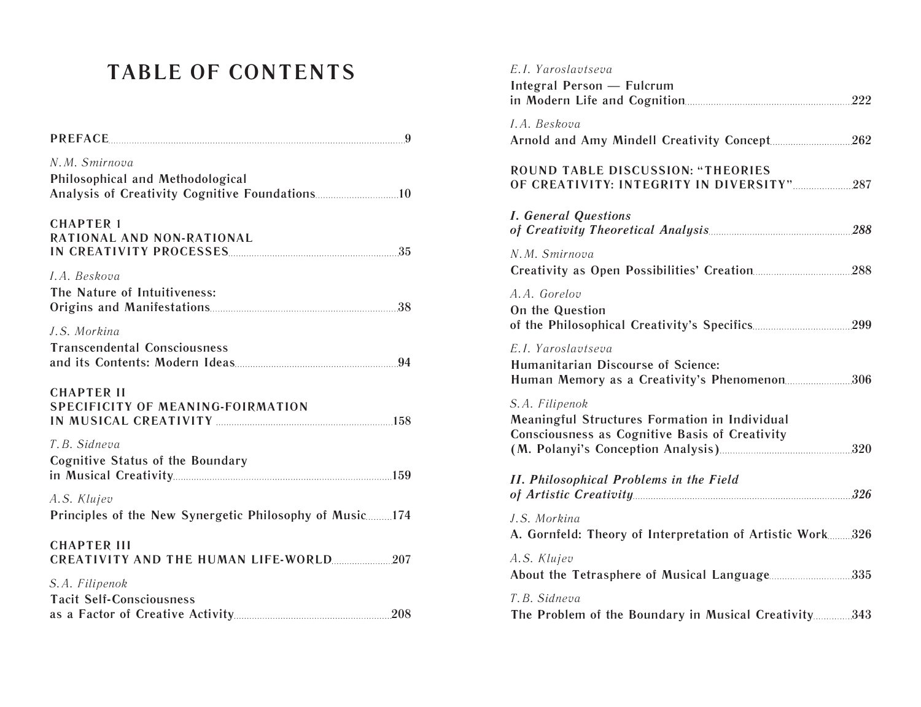# TABLE OF CONTENTS

**PREFACE** ........ 9

*N.M. Smirnova*
**Philosophical and Methodological Analysis of Creativity Cognitive Foundations** ........ 10

**CHAPTER I**
**RATIONAL AND NON-RATIONAL IN CREATIVITY PROCESSES** ........ 35

*I.A. Beskova*
**The Nature of Intuitiveness: Origins and Manifestations** ........ 38

*J.S. Morkina*
**Transcendental Consciousness and its Contents: Modern Ideas** ........ 94

**CHAPTER II**
**SPECIFICITY OF MEANING-FOIRMATION IN MUSICAL CREATIVITY** ........ 158

*T.B. Sidneva*
**Cognitive Status of the Boundary in Musical Creativity** ........ 159

*A.S. Klujev*
**Principles of the New Synergetic Philosophy of Music** ........ 174

**CHAPTER III**
**CREATIVITY AND THE HUMAN LIFE-WORLD** ........ 207

*S.A. Filipenok*
**Tacit Self-Consciousness as a Factor of Creative Activity** ........ 208

*E.I. Yaroslavtseva*
**Integral Person — Fulcrum in Modern Life and Cognition** ........ 222

*I.A. Beskova*
**Arnold and Amy Mindell Creativity Concept** ........ 262

**ROUND TABLE DISCUSSION: "THEORIES OF CREATIVITY: INTEGRITY IN DIVERSITY"** ........ 287

***I. General Questions of Creativity Theoretical Analysis*** ........ ***288***

*N.M. Smirnova*
**Creativity as Open Possibilities' Creation** ........ 288

*A.A. Gorelov*
**On the Question of the Philosophical Creativity's Specifics** ........ 299

*E.I. Yaroslavtseva*
**Humanitarian Discourse of Science: Human Memory as a Creativity's Phenomenon** ........ 306

*S.A. Filipenok*
**Meaningful Structures Formation in Individual Consciousness as Cognitive Basis of Creativity (M. Polanyi's Conception Analysis)** ........ 320

***II. Philosophical Problems in the Field of Artistic Creativity*** ........ ***326***

*J.S. Morkina*
**A. Gornfeld: Theory of Interpretation of Artistic Work** ........ 326

*A.S. Klujev*
**About the Tetrasphere of Musical Language** ........ 335

*T.B. Sidneva*
**The Problem of the Boundary in Musical Creativity** ........ 343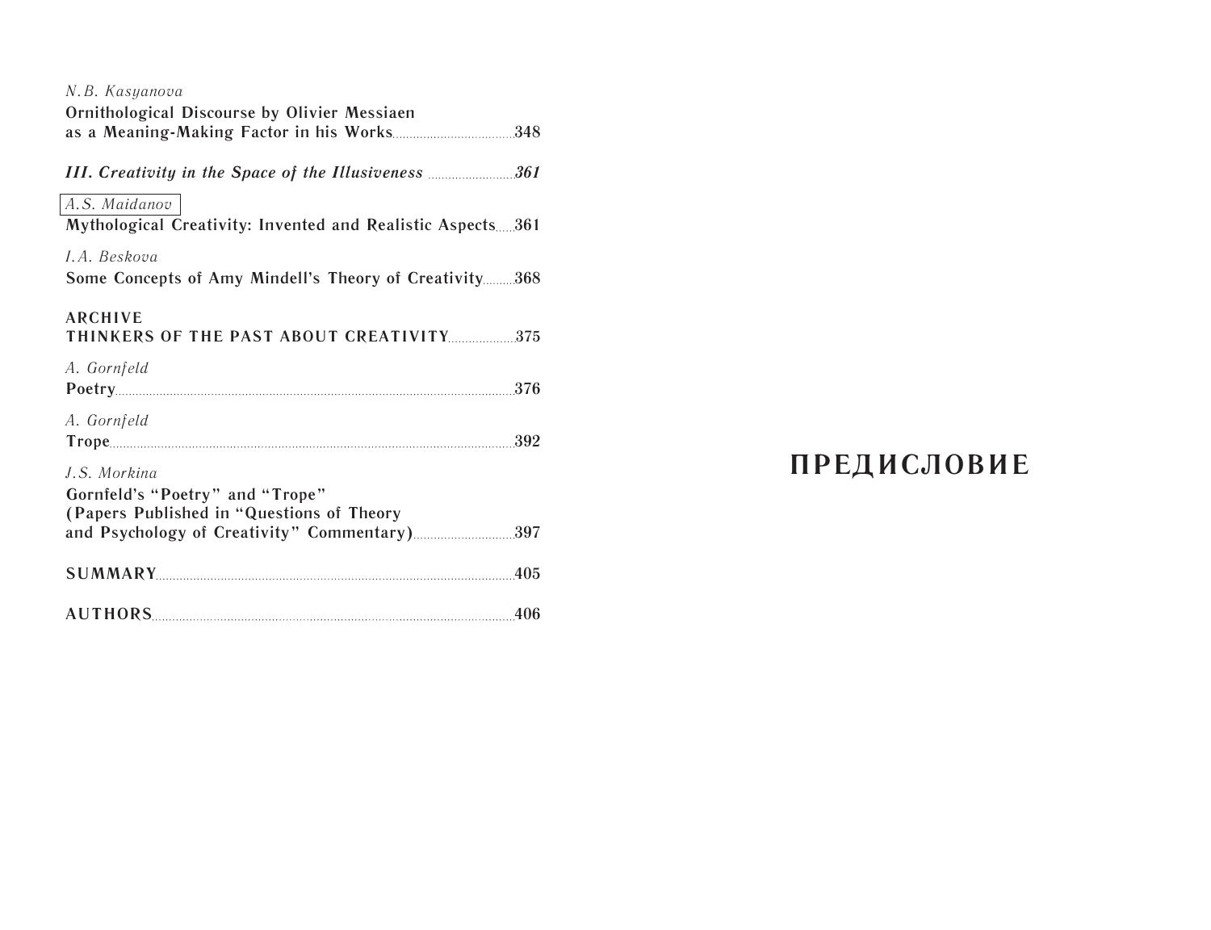*N.B. Kasyanova*
**Ornithological Discourse by Olivier Messiaen as a Meaning-Making Factor in his Works** ........ 348

***III. Creativity in the Space of the Illusiveness*** ........ ***361***

*A.S. Maidanov*
**Mythological Creativity: Invented and Realistic Aspects** ........ 361

*I.A. Beskova*
**Some Concepts of Amy Mindell's Theory of Creativity** ........ 368

**ARCHIVE**
**THINKERS OF THE PAST ABOUT CREATIVITY** ........ 375

*A. Gornfeld*
**Poetry** ........ 376

*A. Gornfeld*
**Trope** ........ 392

*J.S. Morkina*
**Gornfeld's "Poetry" and "Trope" (Papers Published in "Questions of Theory and Psychology of Creativity" Commentary)** ........ 397

**SUMMARY** ........ 405

**AUTHORS** ........ 406

# ПРЕДИСЛОВИЕ